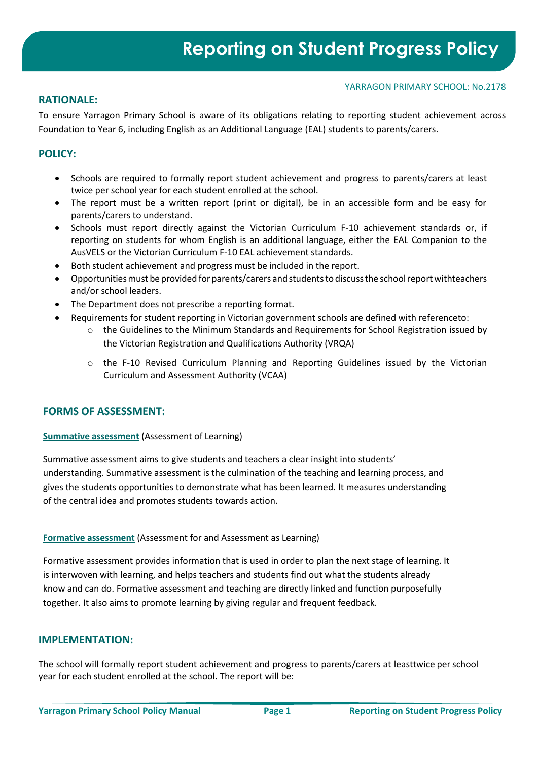# Reporting on Student Progress Policy

YARRAGON PRIMARY SCHOOL: No.2178

## RATIONALE:

To ensure Yarragon Primary School is aware of its obligations relating to reporting student achievement across Foundation to Year 6, including English as an Additional Language (EAL) students to parents/carers.

## POLICY:

- Schools are required to formally report student achievement and progress to parents/carers at least twice per school year for each student enrolled at the school.
- The report must be a written report (print or digital), be in an accessible form and be easy for parents/carers to understand.
- Schools must report directly against the Victorian Curriculum F-10 achievement standards or, if reporting on students for whom English is an additional language, either the EAL Companion to the AusVELS or the Victorian Curriculum F-10 EAL achievement standards.
- Both student achievement and progress must be included in the report.
- Opportunities must be provided for parents/carers and students to discuss the school report withteachers and/or school leaders.
- The Department does not prescribe a reporting format.
- Requirements for student reporting in Victorian government schools are defined with referenceto:
  - the Guidelines to the Minimum Standards and Requirements for School Registration issued by the Victorian Registration and Qualifications Authority (VRQA)
  - the F-10 Revised Curriculum Planning and Reporting Guidelines issued by the Victorian Curriculum and Assessment Authority (VCAA)

## FORMS OF ASSESSMENT:

**Summative assessment** (Assessment of Learning)

Summative assessment aims to give students and teachers a clear insight into students' understanding. Summative assessment is the culmination of the teaching and learning process, and gives the students opportunities to demonstrate what has been learned. It measures understanding of the central idea and promotes students towards action.

**Formative assessment** (Assessment for and Assessment as Learning)

Formative assessment provides information that is used in order to plan the next stage of learning. It is interwoven with learning, and helps teachers and students find out what the students already know and can do. Formative assessment and teaching are directly linked and function purposefully together. It also aims to promote learning by giving regular and frequent feedback.

## IMPLEMENTATION:

The school will formally report student achievement and progress to parents/carers at leasttwice per school year for each student enrolled at the school. The report will be: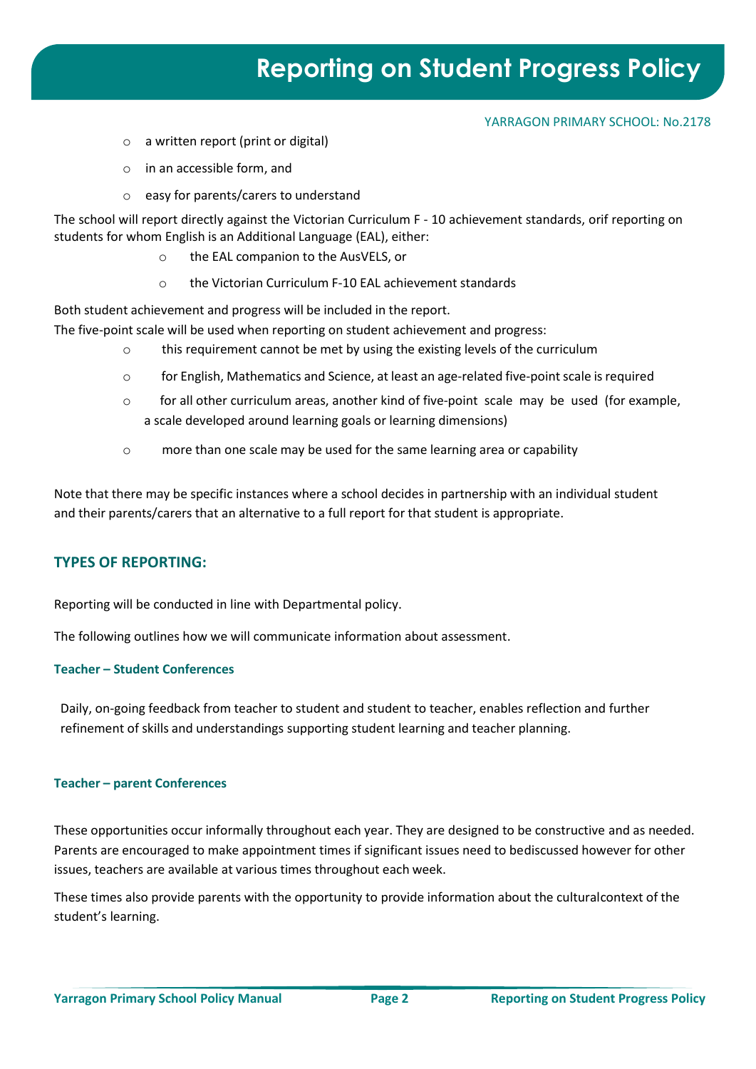- a written report (print or digital)
- in an accessible form, and
- easy for parents/carers to understand

The school will report directly against the Victorian Curriculum F - 10 achievement standards, orif reporting on students for whom English is an Additional Language (EAL), either:

- the EAL companion to the AusVELS, or
- the Victorian Curriculum F-10 EAL achievement standards

Both student achievement and progress will be included in the report.
The five-point scale will be used when reporting on student achievement and progress:

- this requirement cannot be met by using the existing levels of the curriculum
- for English, Mathematics and Science, at least an age-related five-point scale is required
- for all other curriculum areas, another kind of five-point scale may be used (for example, a scale developed around learning goals or learning dimensions)
- more than one scale may be used for the same learning area or capability

Note that there may be specific instances where a school decides in partnership with an individual student and their parents/carers that an alternative to a full report for that student is appropriate.

## TYPES OF REPORTING:

Reporting will be conducted in line with Departmental policy.

The following outlines how we will communicate information about assessment.

### Teacher – Student Conferences

Daily, on-going feedback from teacher to student and student to teacher, enables reflection and further refinement of skills and understandings supporting student learning and teacher planning.

### Teacher – parent Conferences

These opportunities occur informally throughout each year. They are designed to be constructive and as needed. Parents are encouraged to make appointment times if significant issues need to bediscussed however for other issues, teachers are available at various times throughout each week.

These times also provide parents with the opportunity to provide information about the culturalcontext of the student's learning.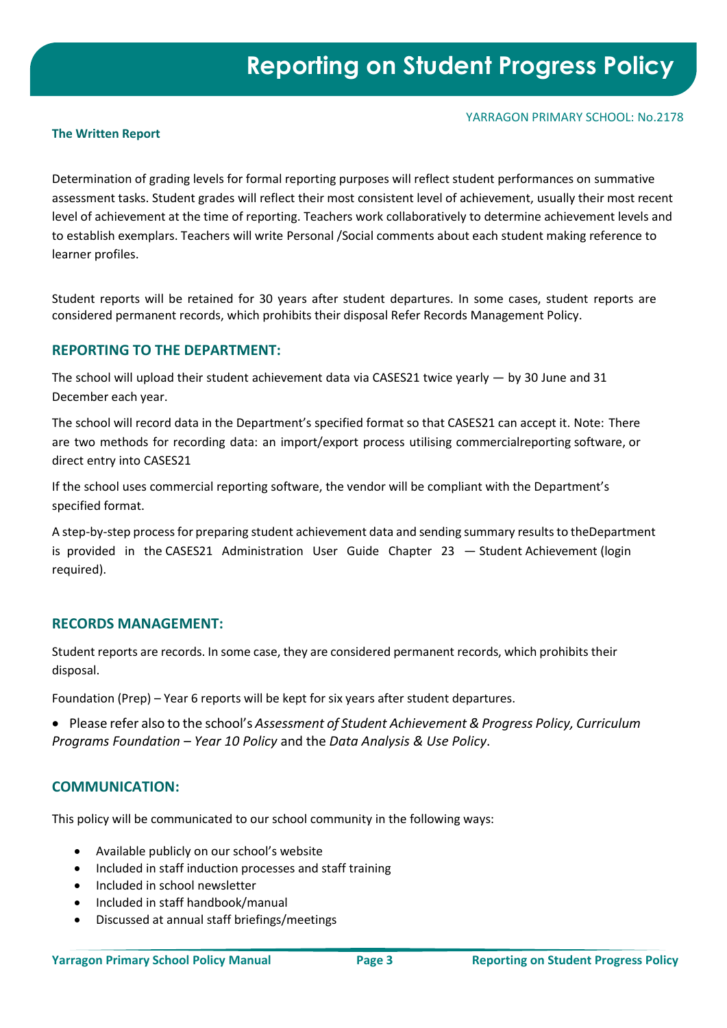**The Written Report**

Determination of grading levels for formal reporting purposes will reflect student performances on summative assessment tasks. Student grades will reflect their most consistent level of achievement, usually their most recent level of achievement at the time of reporting. Teachers work collaboratively to determine achievement levels and to establish exemplars. Teachers will write Personal /Social comments about each student making reference to learner profiles.

Student reports will be retained for 30 years after student departures. In some cases, student reports are considered permanent records, which prohibits their disposal Refer Records Management Policy.

## REPORTING TO THE DEPARTMENT:

The school will upload their student achievement data via CASES21 twice yearly — by 30 June and 31 December each year.

The school will record data in the Department's specified format so that CASES21 can accept it. Note: There are two methods for recording data: an import/export process utilising commercialreporting software, or direct entry into CASES21

If the school uses commercial reporting software, the vendor will be compliant with the Department's specified format.

A step-by-step process for preparing student achievement data and sending summary results to theDepartment is provided in the CASES21 Administration User Guide Chapter 23 — Student Achievement (login required).

## RECORDS MANAGEMENT:

Student reports are records. In some case, they are considered permanent records, which prohibits their disposal.

Foundation (Prep) – Year 6 reports will be kept for six years after student departures.

- Please refer also to the school's *Assessment of Student Achievement & Progress Policy, Curriculum Programs Foundation – Year 10 Policy* and the *Data Analysis & Use Policy*.

## COMMUNICATION:

This policy will be communicated to our school community in the following ways:

- Available publicly on our school's website
- Included in staff induction processes and staff training
- Included in school newsletter
- Included in staff handbook/manual
- Discussed at annual staff briefings/meetings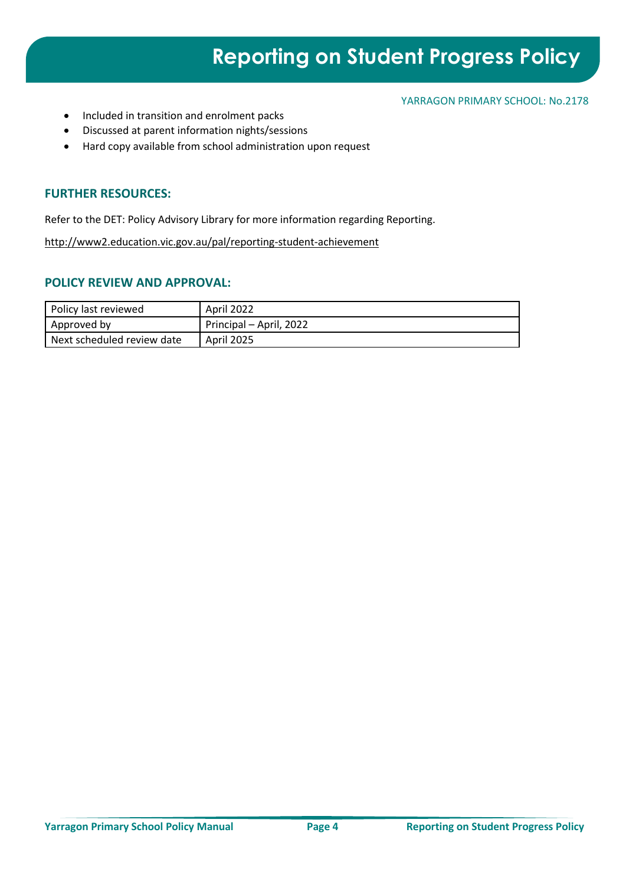- Included in transition and enrolment packs
- Discussed at parent information nights/sessions
- Hard copy available from school administration upon request

## FURTHER RESOURCES:

Refer to the DET: Policy Advisory Library for more information regarding Reporting.

http://www2.education.vic.gov.au/pal/reporting-student-achievement

## POLICY REVIEW AND APPROVAL:

| | |
|---|---|
| Policy last reviewed | April 2022 |
| Approved by | Principal – April, 2022 |
| Next scheduled review date | April 2025 |